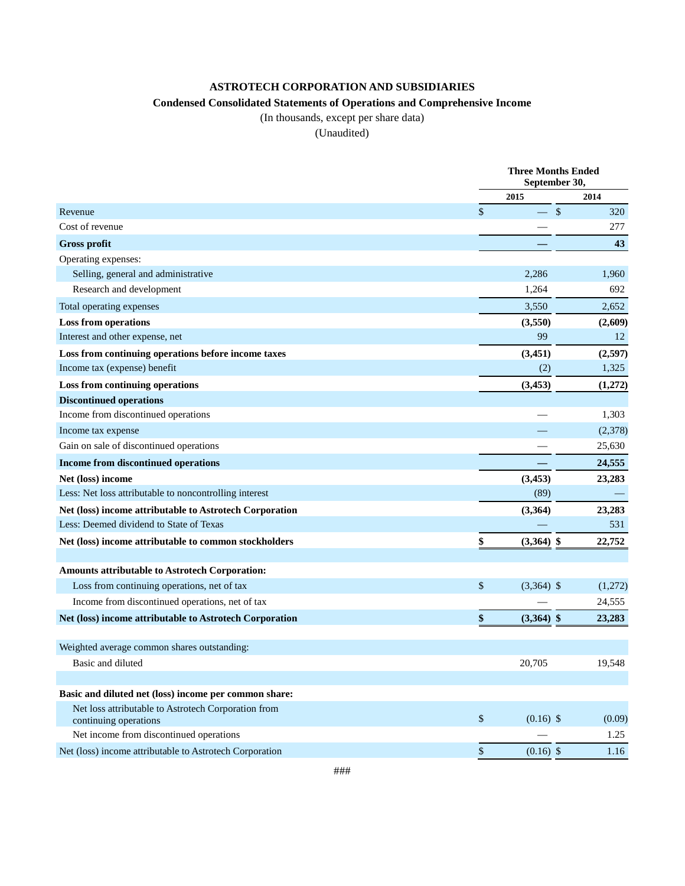**ASTROTECH CORPORATION AND SUBSIDIARIES**

**Condensed Consolidated Statements of Operations and Comprehensive Income**

(In thousands, except per share data)

(Unaudited)

| | Three Months Ended September 30, | |
|---|---|---|
| | 2015 | 2014 |
| Revenue | $ — | $ 320 |
| Cost of revenue | — | 277 |
| **Gross profit** | **—** | **43** |
| Operating expenses: | | |
| Selling, general and administrative | 2,286 | 1,960 |
| Research and development | 1,264 | 692 |
| Total operating expenses | 3,550 | 2,652 |
| **Loss from operations** | **(3,550)** | **(2,609)** |
| Interest and other expense, net | 99 | 12 |
| **Loss from continuing operations before income taxes** | **(3,451)** | **(2,597)** |
| Income tax (expense) benefit | (2) | 1,325 |
| **Loss from continuing operations** | **(3,453)** | **(1,272)** |
| **Discontinued operations** | | |
| Income from discontinued operations | — | 1,303 |
| Income tax expense | — | (2,378) |
| Gain on sale of discontinued operations | — | 25,630 |
| **Income from discontinued operations** | **—** | **24,555** |
| **Net (loss) income** | **(3,453)** | **23,283** |
| Less: Net loss attributable to noncontrolling interest | (89) | — |
| **Net (loss) income attributable to Astrotech Corporation** | **(3,364)** | **23,283** |
| Less: Deemed dividend to State of Texas | — | 531 |
| **Net (loss) income attributable to common stockholders** | **$ (3,364)** | **$ 22,752** |
| | | |
| **Amounts attributable to Astrotech Corporation:** | | |
| Loss from continuing operations, net of tax | $ (3,364) | $ (1,272) |
| Income from discontinued operations, net of tax | — | 24,555 |
| **Net (loss) income attributable to Astrotech Corporation** | **$ (3,364)** | **$ 23,283** |
| | | |
| Weighted average common shares outstanding: | | |
| Basic and diluted | 20,705 | 19,548 |
| | | |
| **Basic and diluted net (loss) income per common share:** | | |
| Net loss attributable to Astrotech Corporation from continuing operations | $ (0.16) | $ (0.09) |
| Net income from discontinued operations | — | 1.25 |
| Net (loss) income attributable to Astrotech Corporation | $ (0.16) | $ 1.16 |

###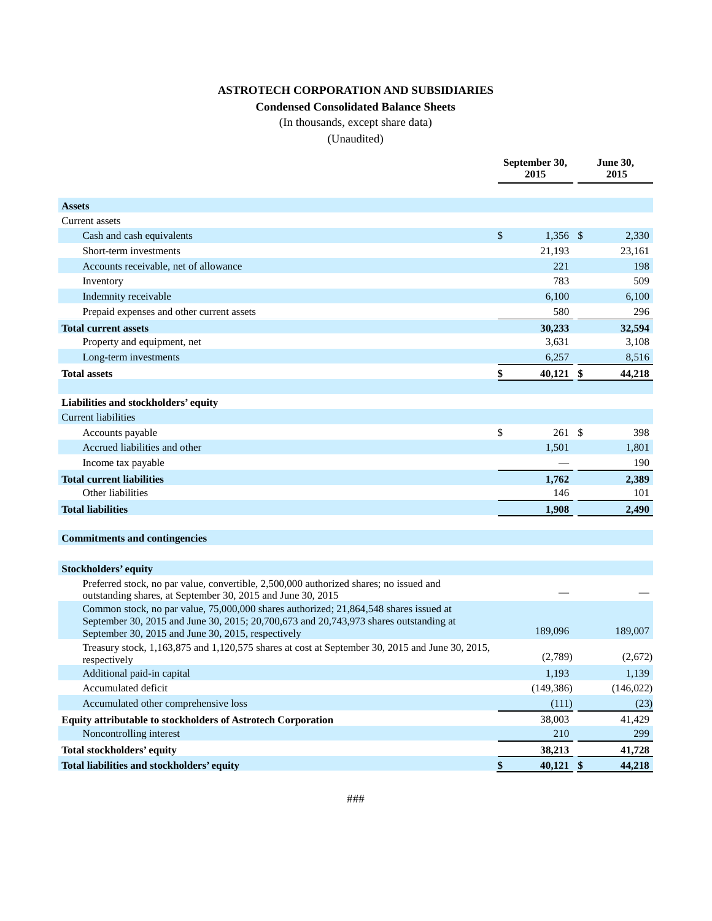**ASTROTECH CORPORATION AND SUBSIDIARIES**

**Condensed Consolidated Balance Sheets**

(In thousands, except share data)

(Unaudited)

| | September 30, 2015 | June 30, 2015 |
|---|---|---|
| **Assets** | | |
| Current assets | | |
| Cash and cash equivalents | $ 1,356 | $ 2,330 |
| Short-term investments | 21,193 | 23,161 |
| Accounts receivable, net of allowance | 221 | 198 |
| Inventory | 783 | 509 |
| Indemnity receivable | 6,100 | 6,100 |
| Prepaid expenses and other current assets | 580 | 296 |
| **Total current assets** | **30,233** | **32,594** |
| Property and equipment, net | 3,631 | 3,108 |
| Long-term investments | 6,257 | 8,516 |
| **Total assets** | **$ 40,121** | **$ 44,218** |
| | | |
| **Liabilities and stockholders' equity** | | |
| Current liabilities | | |
| Accounts payable | $ 261 | $ 398 |
| Accrued liabilities and other | 1,501 | 1,801 |
| Income tax payable | — | 190 |
| **Total current liabilities** | **1,762** | **2,389** |
| Other liabilities | 146 | 101 |
| **Total liabilities** | **1,908** | **2,490** |
| | | |
| **Commitments and contingencies** | | |
| | | |
| **Stockholders' equity** | | |
| Preferred stock, no par value, convertible, 2,500,000 authorized shares; no issued and outstanding shares, at September 30, 2015 and June 30, 2015 | — | — |
| Common stock, no par value, 75,000,000 shares authorized; 21,864,548 shares issued at September 30, 2015 and June 30, 2015; 20,700,673 and 20,743,973 shares outstanding at September 30, 2015 and June 30, 2015, respectively | 189,096 | 189,007 |
| Treasury stock, 1,163,875 and 1,120,575 shares at cost at September 30, 2015 and June 30, 2015, respectively | (2,789) | (2,672) |
| Additional paid-in capital | 1,193 | 1,139 |
| Accumulated deficit | (149,386) | (146,022) |
| Accumulated other comprehensive loss | (111) | (23) |
| **Equity attributable to stockholders of Astrotech Corporation** | 38,003 | 41,429 |
| Noncontrolling interest | 210 | 299 |
| **Total stockholders' equity** | **38,213** | **41,728** |
| **Total liabilities and stockholders' equity** | **$ 40,121** | **$ 44,218** |

###